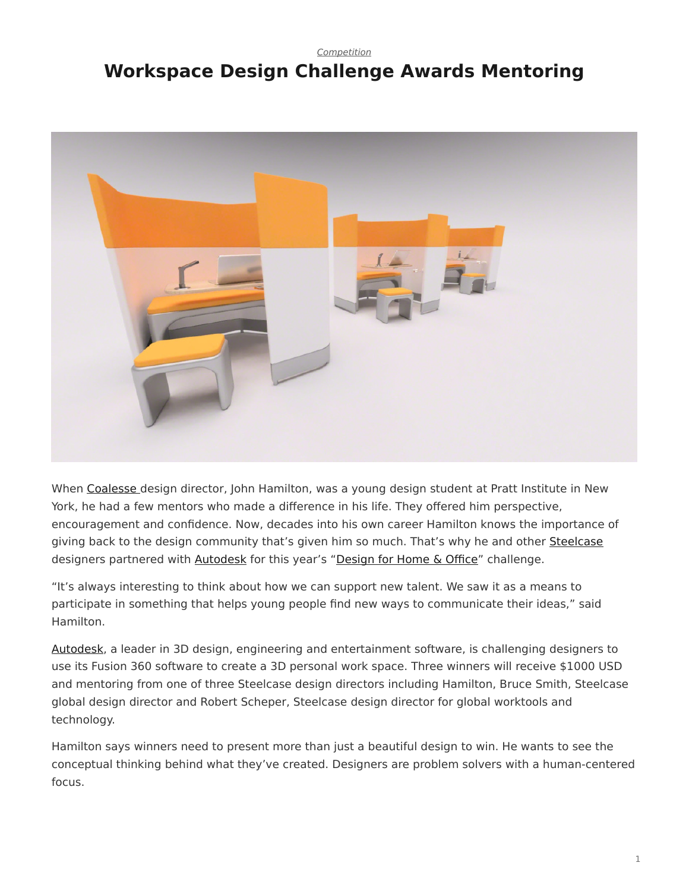*Competition*

# Workspace Design Challenge Awards Mentoring

When Coalesse design director, John Hamilton, was a young design student at Pratt Institute in New York, he had a few mentors who made a difference in his life. They offered him perspective, encouragement and confidence. Now, decades into his own career Hamilton knows the importance of giving back to the design community that's given him so much. That's why he and other Steelcase designers partnered with Autodesk for this year's "Design for Home & Office" challenge.

"It's always interesting to think about how we can support new talent. We saw it as a means to participate in something that helps young people find new ways to communicate their ideas," said Hamilton.

Autodesk, a leader in 3D design, engineering and entertainment software, is challenging designers to use its Fusion 360 software to create a 3D personal work space. Three winners will receive $1000 USD and mentoring from one of three Steelcase design directors including Hamilton, Bruce Smith, Steelcase global design director and Robert Scheper, Steelcase design director for global worktools and technology.

Hamilton says winners need to present more than just a beautiful design to win. He wants to see the conceptual thinking behind what they've created. Designers are problem solvers with a human-centered focus.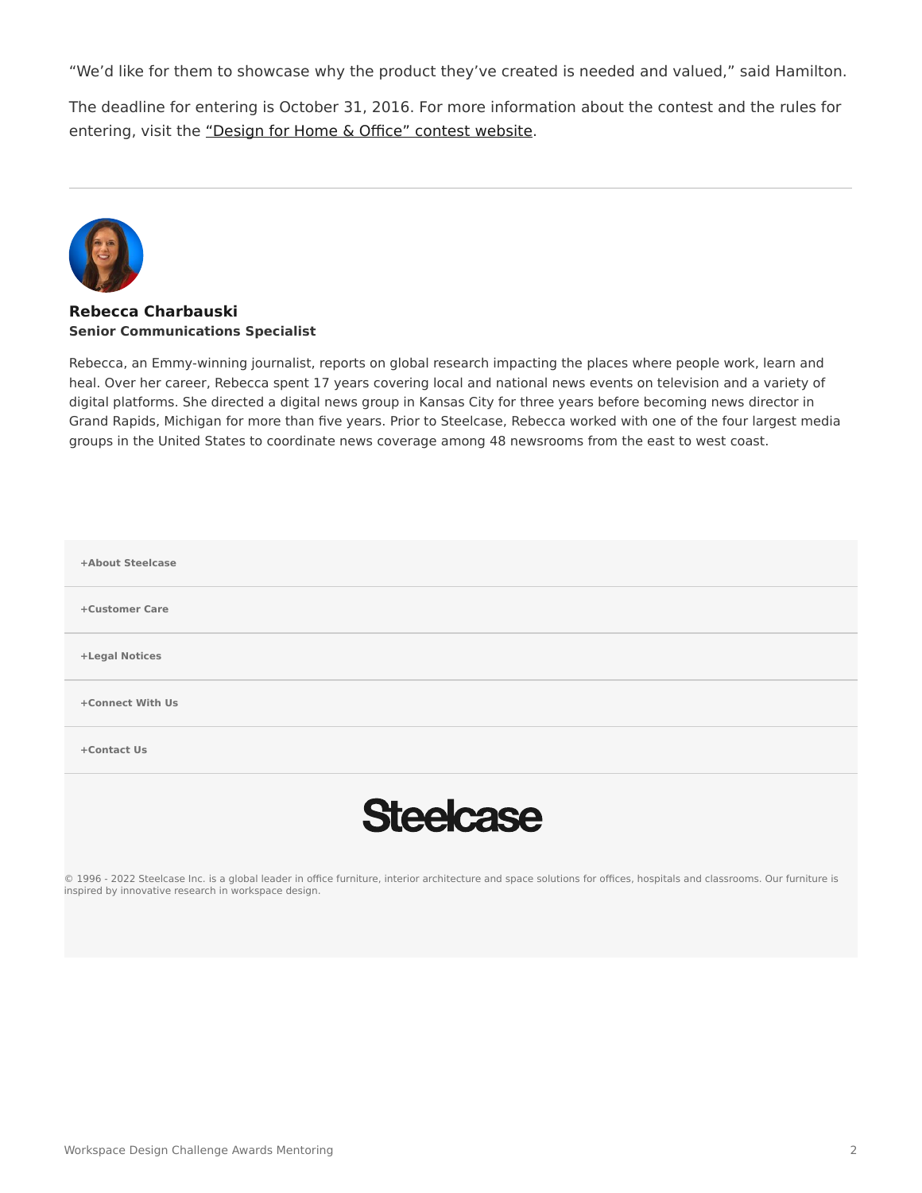"We'd like for them to showcase why the product they've created is needed and valued," said Hamilton.

The deadline for entering is October 31, 2016. For more information about the contest and the rules for entering, visit the "Design for Home & Office" contest website.

---

**Rebecca Charbauski**
**Senior Communications Specialist**

Rebecca, an Emmy-winning journalist, reports on global research impacting the places where people work, learn and heal. Over her career, Rebecca spent 17 years covering local and national news events on television and a variety of digital platforms. She directed a digital news group in Kansas City for three years before becoming news director in Grand Rapids, Michigan for more than five years. Prior to Steelcase, Rebecca worked with one of the four largest media groups in the United States to coordinate news coverage among 48 newsrooms from the east to west coast.

**+About Steelcase**

**+Customer Care**

**+Legal Notices**

**+Connect With Us**

**+Contact Us**

Steelcase

© 1996 - 2022 Steelcase Inc. is a global leader in office furniture, interior architecture and space solutions for offices, hospitals and classrooms. Our furniture is inspired by innovative research in workspace design.